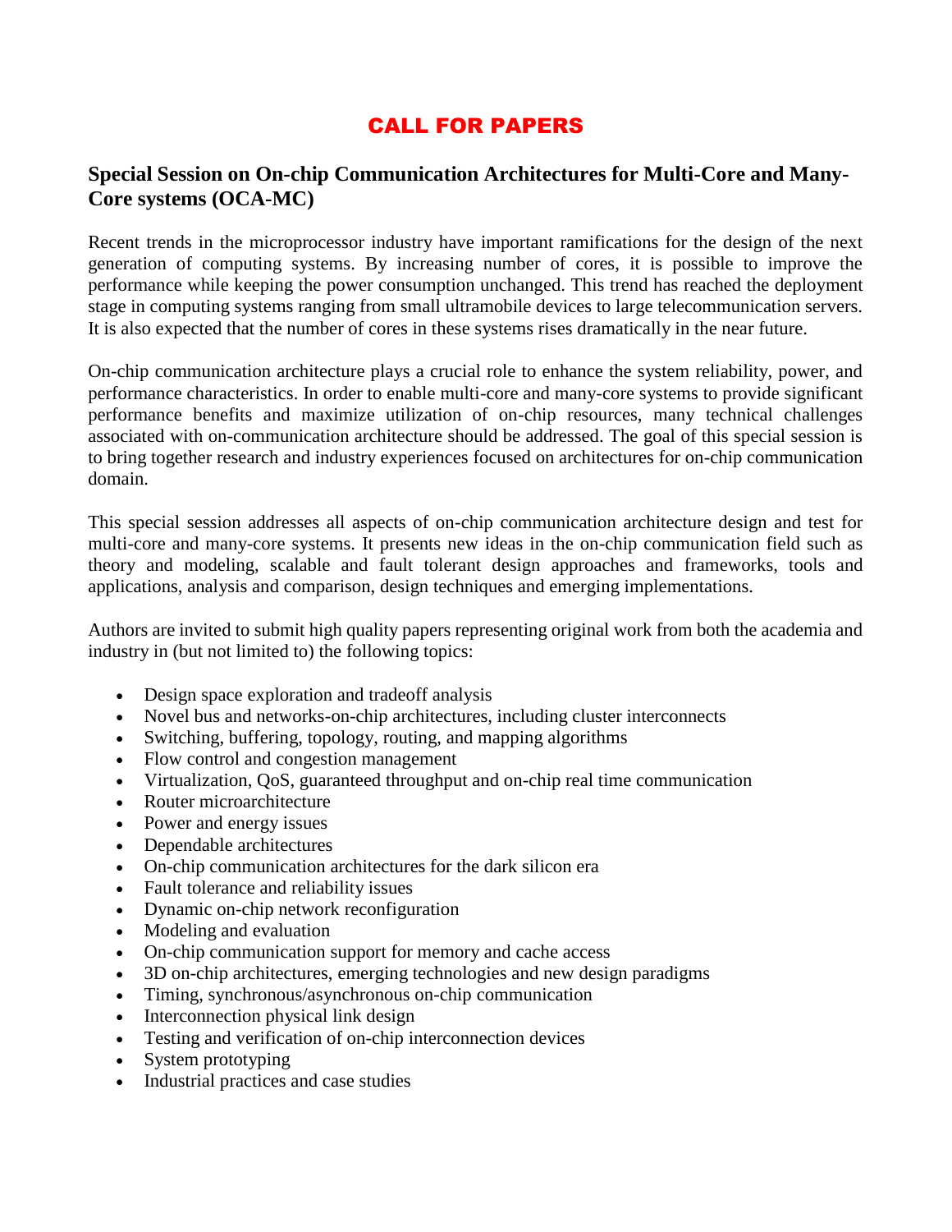# CALL FOR PAPERS

## Special Session on On-chip Communication Architectures for Multi-Core and Many-Core systems (OCA-MC)

Recent trends in the microprocessor industry have important ramifications for the design of the next generation of computing systems. By increasing number of cores, it is possible to improve the performance while keeping the power consumption unchanged. This trend has reached the deployment stage in computing systems ranging from small ultramobile devices to large telecommunication servers. It is also expected that the number of cores in these systems rises dramatically in the near future.

On-chip communication architecture plays a crucial role to enhance the system reliability, power, and performance characteristics. In order to enable multi-core and many-core systems to provide significant performance benefits and maximize utilization of on-chip resources, many technical challenges associated with on-communication architecture should be addressed. The goal of this special session is to bring together research and industry experiences focused on architectures for on-chip communication domain.

This special session addresses all aspects of on-chip communication architecture design and test for multi-core and many-core systems. It presents new ideas in the on-chip communication field such as theory and modeling, scalable and fault tolerant design approaches and frameworks, tools and applications, analysis and comparison, design techniques and emerging implementations.

Authors are invited to submit high quality papers representing original work from both the academia and industry in (but not limited to) the following topics:

- Design space exploration and tradeoff analysis
- Novel bus and networks-on-chip architectures, including cluster interconnects
- Switching, buffering, topology, routing, and mapping algorithms
- Flow control and congestion management
- Virtualization, QoS, guaranteed throughput and on-chip real time communication
- Router microarchitecture
- Power and energy issues
- Dependable architectures
- On-chip communication architectures for the dark silicon era
- Fault tolerance and reliability issues
- Dynamic on-chip network reconfiguration
- Modeling and evaluation
- On-chip communication support for memory and cache access
- 3D on-chip architectures, emerging technologies and new design paradigms
- Timing, synchronous/asynchronous on-chip communication
- Interconnection physical link design
- Testing and verification of on-chip interconnection devices
- System prototyping
- Industrial practices and case studies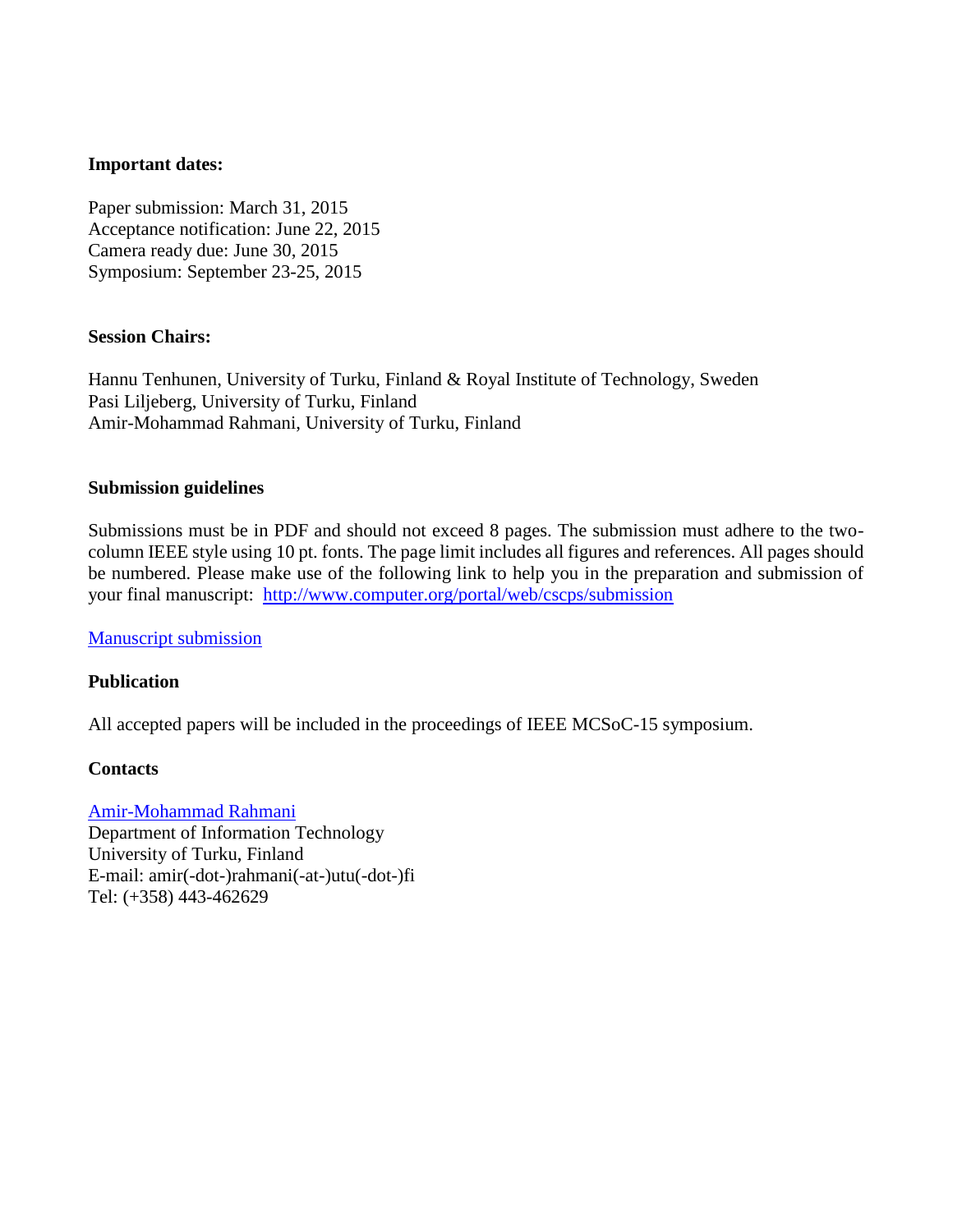**Important dates:**

Paper submission: March 31, 2015
Acceptance notification: June 22, 2015
Camera ready due: June 30, 2015
Symposium: September 23-25, 2015

**Session Chairs:**

Hannu Tenhunen, University of Turku, Finland & Royal Institute of Technology, Sweden
Pasi Liljeberg, University of Turku, Finland
Amir-Mohammad Rahmani, University of Turku, Finland

**Submission guidelines**

Submissions must be in PDF and should not exceed 8 pages. The submission must adhere to the two-column IEEE style using 10 pt. fonts. The page limit includes all figures and references. All pages should be numbered. Please make use of the following link to help you in the preparation and submission of your final manuscript: http://www.computer.org/portal/web/cscps/submission

Manuscript submission

**Publication**

All accepted papers will be included in the proceedings of IEEE MCSoC-15 symposium.

**Contacts**

Amir-Mohammad Rahmani
Department of Information Technology
University of Turku, Finland
E-mail: amir(-dot-)rahmani(-at-)utu(-dot-)fi
Tel: (+358) 443-462629